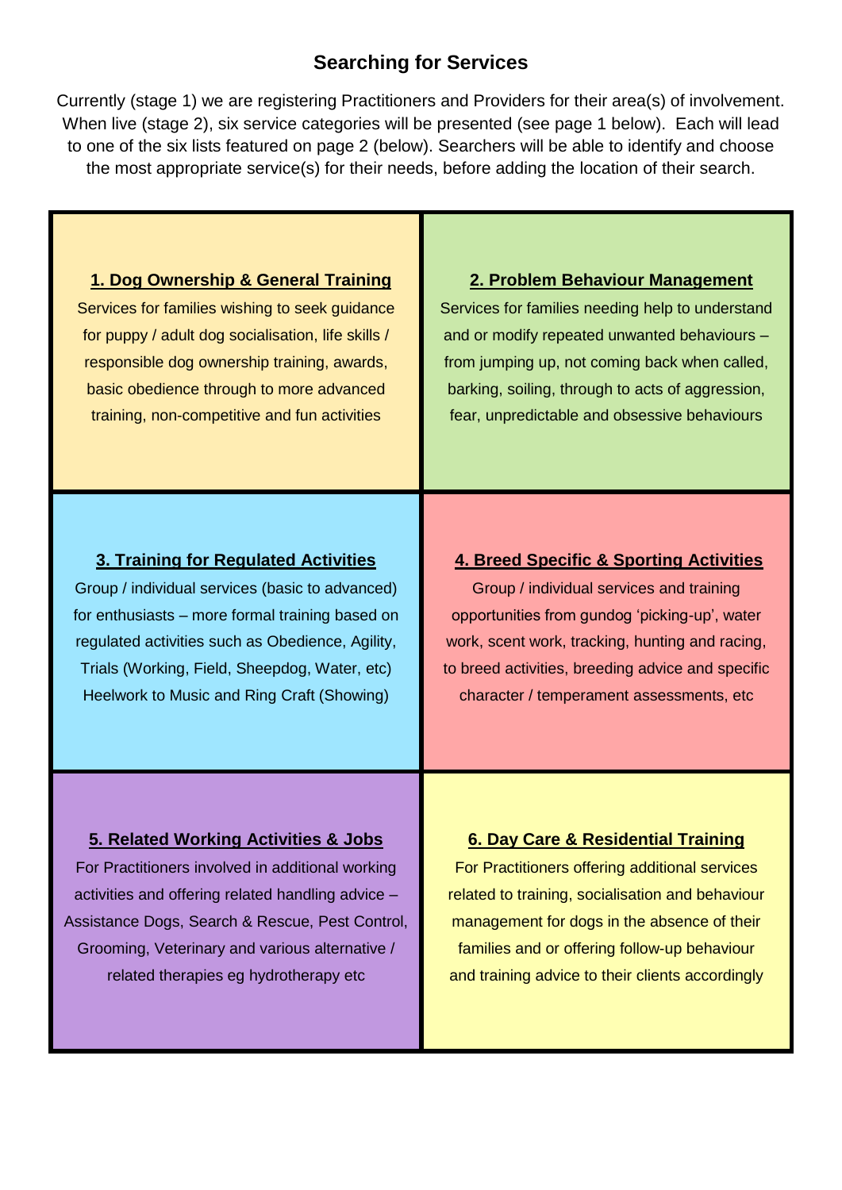# Searching for Services

Currently (stage 1) we are registering Practitioners and Providers for their area(s) of involvement. When live (stage 2), six service categories will be presented (see page 1 below). Each will lead to one of the six lists featured on page 2 (below). Searchers will be able to identify and choose the most appropriate service(s) for their needs, before adding the location of their search.

## 1. Dog Ownership & General Training

Services for families wishing to seek guidance for puppy / adult dog socialisation, life skills / responsible dog ownership training, awards, basic obedience through to more advanced training, non-competitive and fun activities

## 2. Problem Behaviour Management

Services for families needing help to understand and or modify repeated unwanted behaviours – from jumping up, not coming back when called, barking, soiling, through to acts of aggression, fear, unpredictable and obsessive behaviours

## 3. Training for Regulated Activities

Group / individual services (basic to advanced) for enthusiasts – more formal training based on regulated activities such as Obedience, Agility, Trials (Working, Field, Sheepdog, Water, etc) Heelwork to Music and Ring Craft (Showing)

## 4. Breed Specific & Sporting Activities

Group / individual services and training opportunities from gundog 'picking-up', water work, scent work, tracking, hunting and racing, to breed activities, breeding advice and specific character / temperament assessments, etc

## 5. Related Working Activities & Jobs

For Practitioners involved in additional working activities and offering related handling advice – Assistance Dogs, Search & Rescue, Pest Control, Grooming, Veterinary and various alternative / related therapies eg hydrotherapy etc

## 6. Day Care & Residential Training

For Practitioners offering additional services related to training, socialisation and behaviour management for dogs in the absence of their families and or offering follow-up behaviour and training advice to their clients accordingly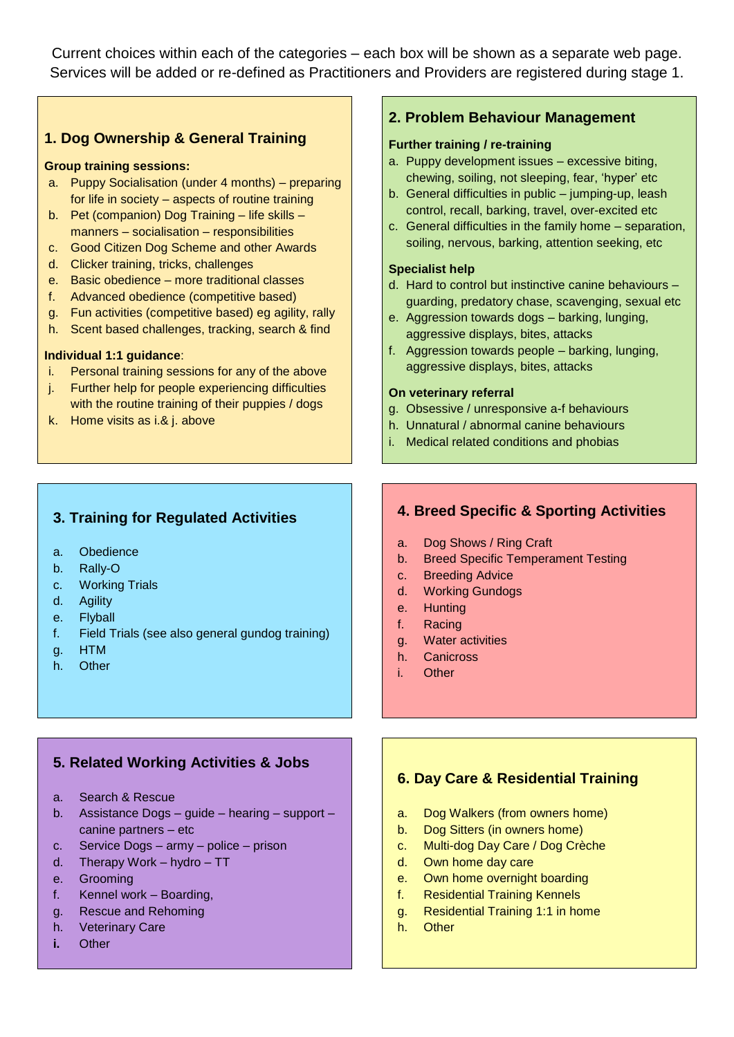Current choices within each of the categories – each box will be shown as a separate web page. Services will be added or re-defined as Practitioners and Providers are registered during stage 1.

## 1. Dog Ownership & General Training

**Group training sessions:**

a. Puppy Socialisation (under 4 months) – preparing for life in society – aspects of routine training
b. Pet (companion) Dog Training – life skills – manners – socialisation – responsibilities
c. Good Citizen Dog Scheme and other Awards
d. Clicker training, tricks, challenges
e. Basic obedience – more traditional classes
f. Advanced obedience (competitive based)
g. Fun activities (competitive based) eg agility, rally
h. Scent based challenges, tracking, search & find

**Individual 1:1 guidance**:

i. Personal training sessions for any of the above
j. Further help for people experiencing difficulties with the routine training of their puppies / dogs
k. Home visits as i.& j. above

## 2. Problem Behaviour Management

**Further training / re-training**

a. Puppy development issues – excessive biting, chewing, soiling, not sleeping, fear, 'hyper' etc
b. General difficulties in public – jumping-up, leash control, recall, barking, travel, over-excited etc
c. General difficulties in the family home – separation, soiling, nervous, barking, attention seeking, etc

**Specialist help**

d. Hard to control but instinctive canine behaviours – guarding, predatory chase, scavenging, sexual etc
e. Aggression towards dogs – barking, lunging, aggressive displays, bites, attacks
f. Aggression towards people – barking, lunging, aggressive displays, bites, attacks

**On veterinary referral**

g. Obsessive / unresponsive a-f behaviours
h. Unnatural / abnormal canine behaviours
i. Medical related conditions and phobias

## 3. Training for Regulated Activities

a. Obedience
b. Rally-O
c. Working Trials
d. Agility
e. Flyball
f. Field Trials (see also general gundog training)
g. HTM
h. Other

## 4. Breed Specific & Sporting Activities

a. Dog Shows / Ring Craft
b. Breed Specific Temperament Testing
c. Breeding Advice
d. Working Gundogs
e. Hunting
f. Racing
g. Water activities
h. Canicross
i. Other

## 5. Related Working Activities & Jobs

a. Search & Rescue
b. Assistance Dogs – guide – hearing – support – canine partners – etc
c. Service Dogs – army – police – prison
d. Therapy Work – hydro – TT
e. Grooming
f. Kennel work – Boarding,
g. Rescue and Rehoming
h. Veterinary Care
**i.** Other

## 6. Day Care & Residential Training

a. Dog Walkers (from owners home)
b. Dog Sitters (in owners home)
c. Multi-dog Day Care / Dog Crèche
d. Own home day care
e. Own home overnight boarding
f. Residential Training Kennels
g. Residential Training 1:1 in home
h. Other